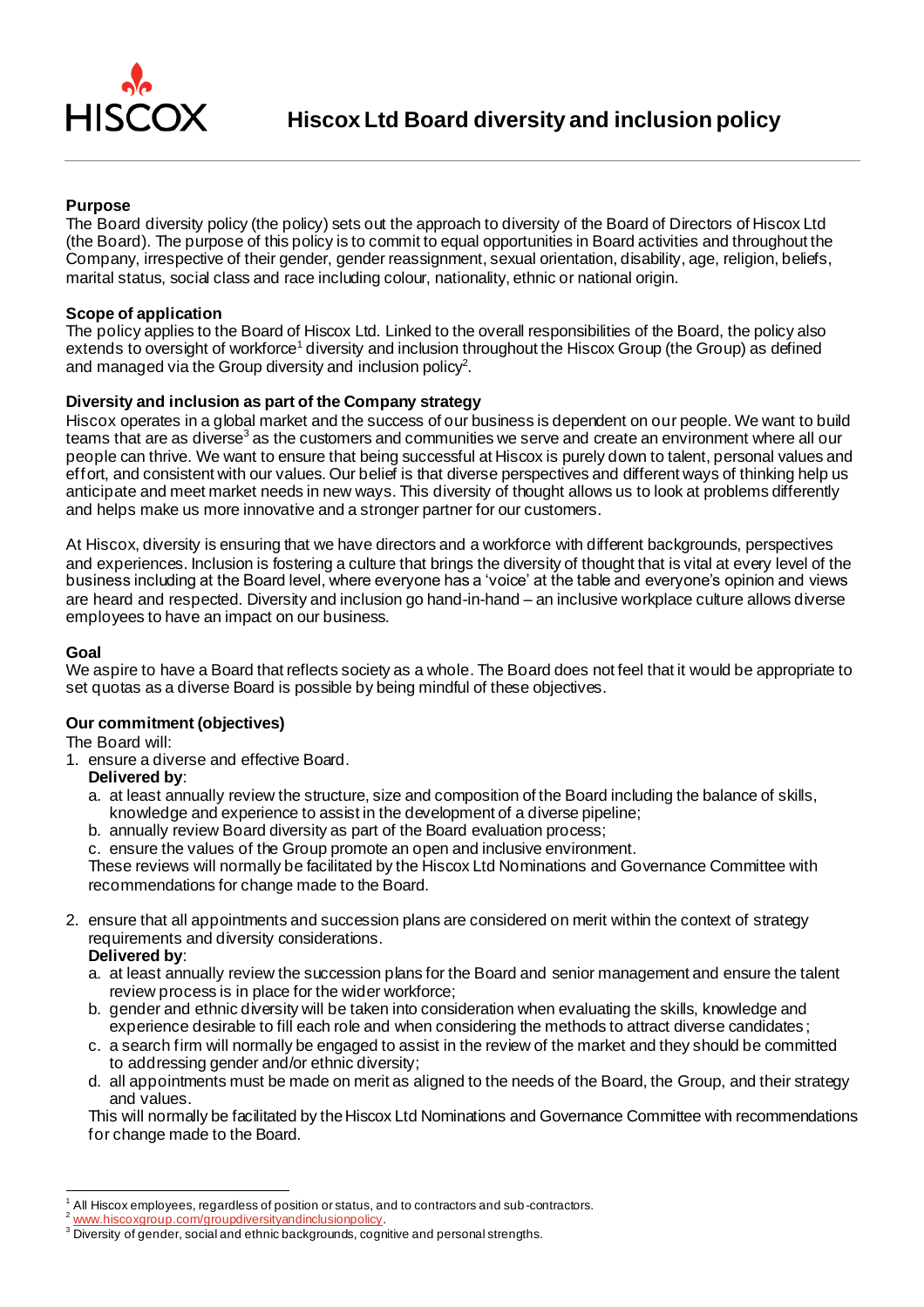# Hiscox Ltd Board diversity and inclusion policy

## Purpose

The Board diversity policy (the policy) sets out the approach to diversity of the Board of Directors of Hiscox Ltd (the Board). The purpose of this policy is to commit to equal opportunities in Board activities and throughout the Company, irrespective of their gender, gender reassignment, sexual orientation, disability, age, religion, beliefs, marital status, social class and race including colour, nationality, ethnic or national origin.

## Scope of application

The policy applies to the Board of Hiscox Ltd. Linked to the overall responsibilities of the Board, the policy also extends to oversight of workforce[1] diversity and inclusion throughout the Hiscox Group (the Group) as defined and managed via the Group diversity and inclusion policy[2].

## Diversity and inclusion as part of the Company strategy

Hiscox operates in a global market and the success of our business is dependent on our people. We want to build teams that are as diverse[3] as the customers and communities we serve and create an environment where all our people can thrive. We want to ensure that being successful at Hiscox is purely down to talent, personal values and effort, and consistent with our values. Our belief is that diverse perspectives and different ways of thinking help us anticipate and meet market needs in new ways. This diversity of thought allows us to look at problems differently and helps make us more innovative and a stronger partner for our customers.

At Hiscox, diversity is ensuring that we have directors and a workforce with different backgrounds, perspectives and experiences. Inclusion is fostering a culture that brings the diversity of thought that is vital at every level of the business including at the Board level, where everyone has a 'voice' at the table and everyone's opinion and views are heard and respected. Diversity and inclusion go hand-in-hand – an inclusive workplace culture allows diverse employees to have an impact on our business.

## Goal

We aspire to have a Board that reflects society as a whole. The Board does not feel that it would be appropriate to set quotas as a diverse Board is possible by being mindful of these objectives.

## Our commitment (objectives)

The Board will:

1. ensure a diverse and effective Board.

   **Delivered by**:

   a. at least annually review the structure, size and composition of the Board including the balance of skills, knowledge and experience to assist in the development of a diverse pipeline;
   b. annually review Board diversity as part of the Board evaluation process;
   c. ensure the values of the Group promote an open and inclusive environment.

   These reviews will normally be facilitated by the Hiscox Ltd Nominations and Governance Committee with recommendations for change made to the Board.

2. ensure that all appointments and succession plans are considered on merit within the context of strategy requirements and diversity considerations.

   **Delivered by**:

   a. at least annually review the succession plans for the Board and senior management and ensure the talent review process is in place for the wider workforce;
   b. gender and ethnic diversity will be taken into consideration when evaluating the skills, knowledge and experience desirable to fill each role and when considering the methods to attract diverse candidates;
   c. a search firm will normally be engaged to assist in the review of the market and they should be committed to addressing gender and/or ethnic diversity;
   d. all appointments must be made on merit as aligned to the needs of the Board, the Group, and their strategy and values.

   This will normally be facilitated by the Hiscox Ltd Nominations and Governance Committee with recommendations for change made to the Board.

---

[1] All Hiscox employees, regardless of position or status, and to contractors and sub-contractors.

[2] www.hiscoxgroup.com/groupdiversityandinclusionpolicy.

[3] Diversity of gender, social and ethnic backgrounds, cognitive and personal strengths.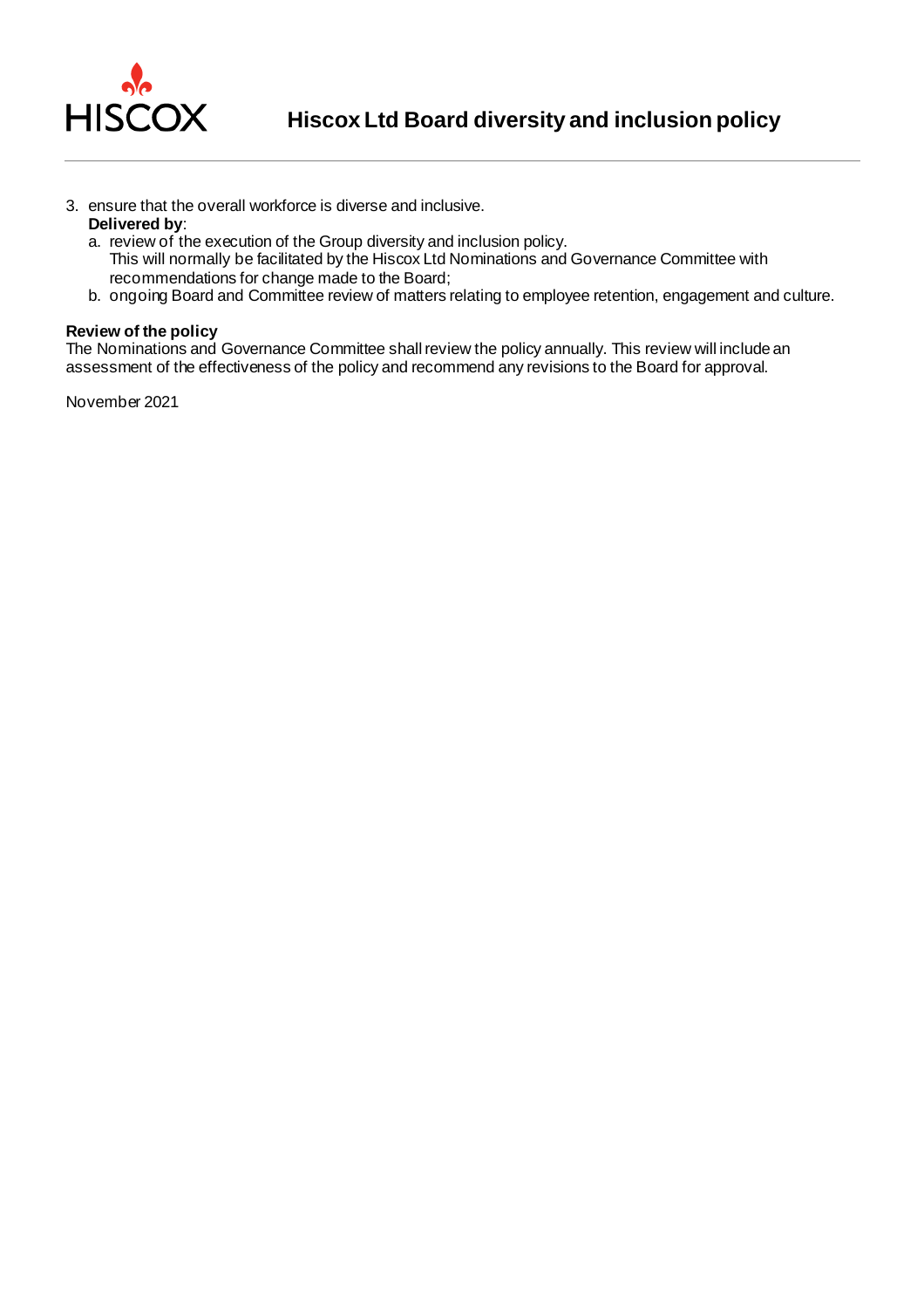3. ensure that the overall workforce is diverse and inclusive.
   **Delivered by**:
   a. review of the execution of the Group diversity and inclusion policy. This will normally be facilitated by the Hiscox Ltd Nominations and Governance Committee with recommendations for change made to the Board;
   b. ongoing Board and Committee review of matters relating to employee retention, engagement and culture.

**Review of the policy**

The Nominations and Governance Committee shall review the policy annually. This review will include an assessment of the effectiveness of the policy and recommend any revisions to the Board for approval.

November 2021